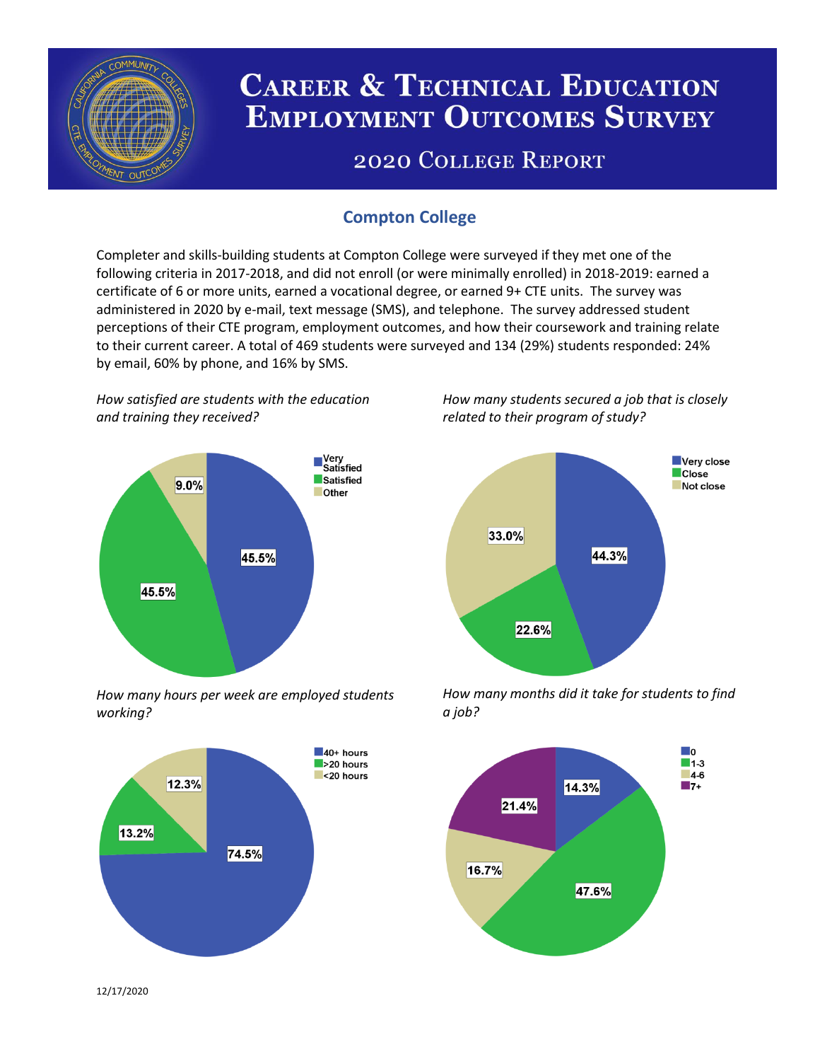# Career & Technical Education Employment Outcomes Survey

## 2020 College Report

### Compton College

Completer and skills-building students at Compton College were surveyed if they met one of the following criteria in 2017-2018, and did not enroll (or were minimally enrolled) in 2018-2019: earned a certificate of 6 or more units, earned a vocational degree, or earned 9+ CTE units. The survey was administered in 2020 by e-mail, text message (SMS), and telephone. The survey addressed student perceptions of their CTE program, employment outcomes, and how their coursework and training relate to their current career. A total of 469 students were surveyed and 134 (29%) students responded: 24% by email, 60% by phone, and 16% by SMS.

*How satisfied are students with the education and training they received?*

| Response | Percent |
|---|---|
| Very Satisfied | 45.5% |
| Satisfied | 45.5% |
| Other | 9.0% |

*How many students secured a job that is closely related to their program of study?*

| Response | Percent |
|---|---|
| Very close | 44.3% |
| Close | 22.6% |
| Not close | 33.0% |

*How many hours per week are employed students working?*

| Response | Percent |
|---|---|
| 40+ hours | 74.5% |
| >20 hours | 13.2% |
| <20 hours | 12.3% |

*How many months did it take for students to find a job?*

| Response | Percent |
|---|---|
| 0 | 14.3% |
| 1-3 | 47.6% |
| 4-6 | 16.7% |
| 7+ | 21.4% |

12/17/2020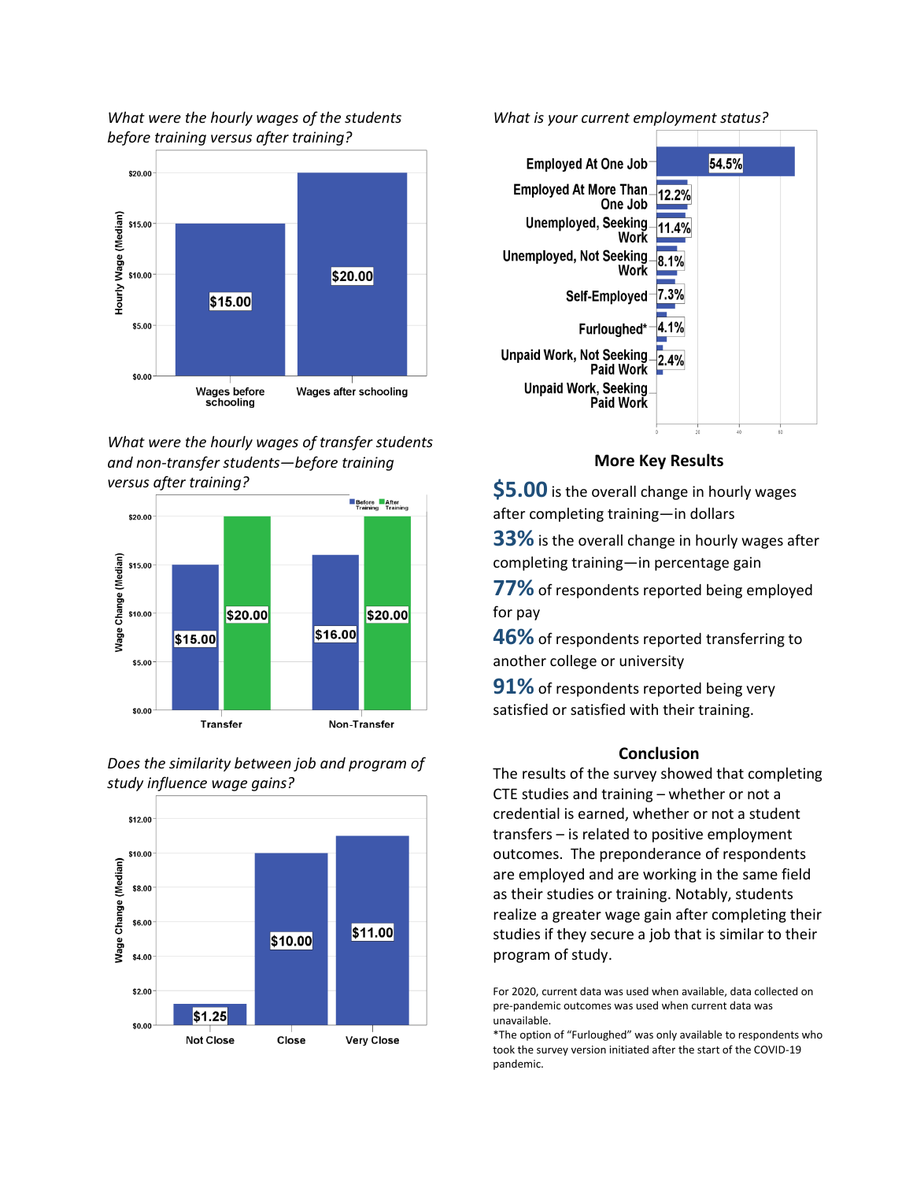*What were the hourly wages of the students before training versus after training?*

Hourly Wage (Median)

$20.00
$15.00
$10.00
$5.00
$0.00

$15.00
$20.00

Wages before schooling
Wages after schooling

*What were the hourly wages of transfer students and non-transfer students—before training versus after training?*

Before Training
After Training

Wage Change (Median)

$20.00
$15.00
$10.00
$5.00
$0.00

$15.00
$20.00
$16.00
$20.00

Transfer
Non-Transfer

*Does the similarity between job and program of study influence wage gains?*

Wage Change (Median)

$12.00
$10.00
$8.00
$6.00
$4.00
$2.00
$0.00

$1.25
$10.00
$11.00

Not Close
Close
Very Close

*What is your current employment status?*

Employed At One Job
Employed At More Than One Job
Unemployed, Seeking Work
Unemployed, Not Seeking Work
Self-Employed
Furloughed*
Unpaid Work, Not Seeking Paid Work
Unpaid Work, Seeking Paid Work

54.5%
12.2%
11.4%
8.1%
7.3%
4.1%
2.4%

0
20
40
60

## More Key Results

**$5.00** is the overall change in hourly wages after completing training—in dollars

**33%** is the overall change in hourly wages after completing training—in percentage gain

**77%** of respondents reported being employed for pay

**46%** of respondents reported transferring to another college or university

**91%** of respondents reported being very satisfied or satisfied with their training.

## Conclusion

The results of the survey showed that completing CTE studies and training – whether or not a credential is earned, whether or not a student transfers – is related to positive employment outcomes. The preponderance of respondents are employed and are working in the same field as their studies or training. Notably, students realize a greater wage gain after completing their studies if they secure a job that is similar to their program of study.

For 2020, current data was used when available, data collected on pre-pandemic outcomes was used when current data was unavailable.
*The option of "Furloughed" was only available to respondents who took the survey version initiated after the start of the COVID-19 pandemic.